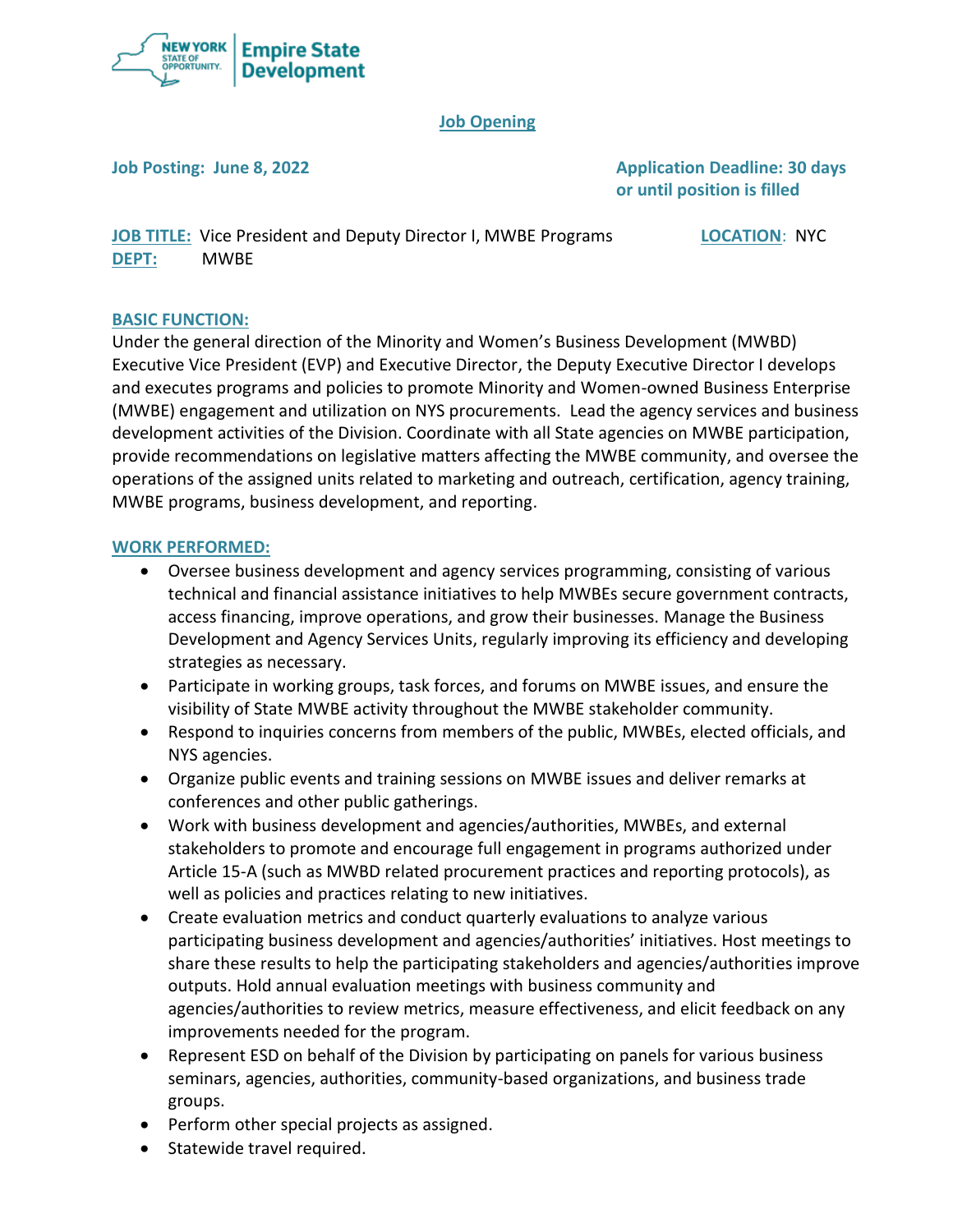NEW YORK STATE OF OPPORTUNITY. | Empire State Development

## Job Opening

**Job Posting: June 8, 2022**

**Application Deadline: 30 days or until position is filled**

**JOB TITLE:** Vice President and Deputy Director I, MWBE Programs

**LOCATION**: NYC

**DEPT:** MWBE

### BASIC FUNCTION:

Under the general direction of the Minority and Women's Business Development (MWBD) Executive Vice President (EVP) and Executive Director, the Deputy Executive Director I develops and executes programs and policies to promote Minority and Women-owned Business Enterprise (MWBE) engagement and utilization on NYS procurements. Lead the agency services and business development activities of the Division. Coordinate with all State agencies on MWBE participation, provide recommendations on legislative matters affecting the MWBE community, and oversee the operations of the assigned units related to marketing and outreach, certification, agency training, MWBE programs, business development, and reporting.

### WORK PERFORMED:

- Oversee business development and agency services programming, consisting of various technical and financial assistance initiatives to help MWBEs secure government contracts, access financing, improve operations, and grow their businesses. Manage the Business Development and Agency Services Units, regularly improving its efficiency and developing strategies as necessary.
- Participate in working groups, task forces, and forums on MWBE issues, and ensure the visibility of State MWBE activity throughout the MWBE stakeholder community.
- Respond to inquiries concerns from members of the public, MWBEs, elected officials, and NYS agencies.
- Organize public events and training sessions on MWBE issues and deliver remarks at conferences and other public gatherings.
- Work with business development and agencies/authorities, MWBEs, and external stakeholders to promote and encourage full engagement in programs authorized under Article 15-A (such as MWBD related procurement practices and reporting protocols), as well as policies and practices relating to new initiatives.
- Create evaluation metrics and conduct quarterly evaluations to analyze various participating business development and agencies/authorities' initiatives. Host meetings to share these results to help the participating stakeholders and agencies/authorities improve outputs. Hold annual evaluation meetings with business community and agencies/authorities to review metrics, measure effectiveness, and elicit feedback on any improvements needed for the program.
- Represent ESD on behalf of the Division by participating on panels for various business seminars, agencies, authorities, community-based organizations, and business trade groups.
- Perform other special projects as assigned.
- Statewide travel required.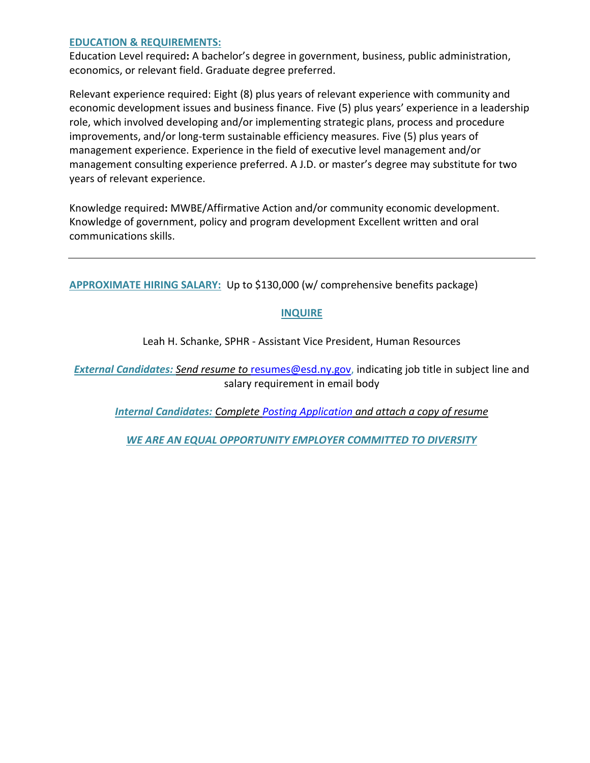## EDUCATION & REQUIREMENTS:

Education Level required**:** A bachelor's degree in government, business, public administration, economics, or relevant field. Graduate degree preferred.

Relevant experience required: Eight (8) plus years of relevant experience with community and economic development issues and business finance. Five (5) plus years' experience in a leadership role, which involved developing and/or implementing strategic plans, process and procedure improvements, and/or long-term sustainable efficiency measures. Five (5) plus years of management experience. Experience in the field of executive level management and/or management consulting experience preferred. A J.D. or master's degree may substitute for two years of relevant experience.

Knowledge required**:** MWBE/Affirmative Action and/or community economic development. Knowledge of government, policy and program development Excellent written and oral communications skills.

---

**APPROXIMATE HIRING SALARY:** Up to $130,000 (w/ comprehensive benefits package)

## INQUIRE

Leah H. Schanke, SPHR - Assistant Vice President, Human Resources

***External Candidates:*** *Send resume to* resumes@esd.ny.gov, indicating job title in subject line and salary requirement in email body

***Internal Candidates:*** *Complete Posting Application and attach a copy of resume*

***WE ARE AN EQUAL OPPORTUNITY EMPLOYER COMMITTED TO DIVERSITY***